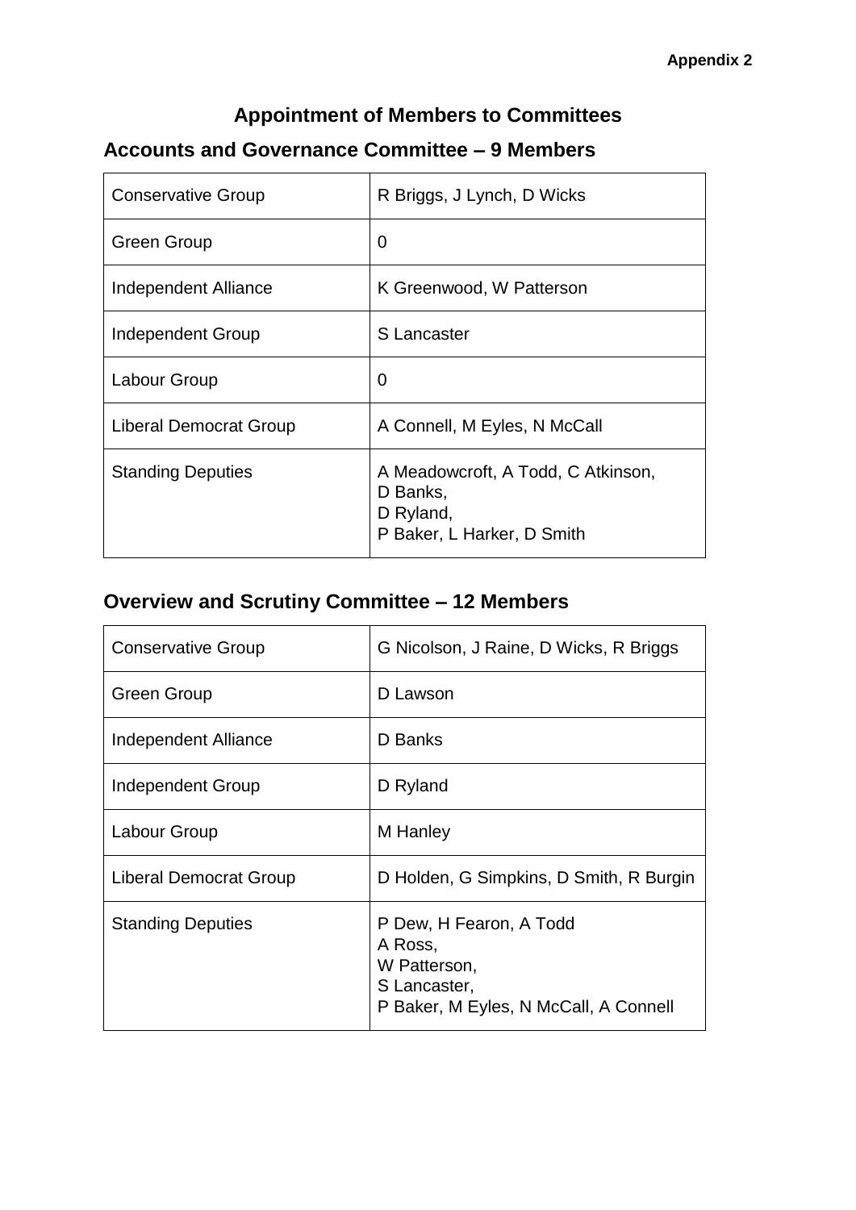**Appendix 2**

# Appointment of Members to Committees

## Accounts and Governance Committee – 9 Members

| | |
|---|---|
| Conservative Group | R Briggs, J Lynch, D Wicks |
| Green Group | 0 |
| Independent Alliance | K Greenwood, W Patterson |
| Independent Group | S Lancaster |
| Labour Group | 0 |
| Liberal Democrat Group | A Connell, M Eyles, N McCall |
| Standing Deputies | A Meadowcroft, A Todd, C Atkinson, D Banks, D Ryland, P Baker, L Harker, D Smith |

## Overview and Scrutiny Committee – 12 Members

| | |
|---|---|
| Conservative Group | G Nicolson, J Raine, D Wicks, R Briggs |
| Green Group | D Lawson |
| Independent Alliance | D Banks |
| Independent Group | D Ryland |
| Labour Group | M Hanley |
| Liberal Democrat Group | D Holden, G Simpkins, D Smith, R Burgin |
| Standing Deputies | P Dew, H Fearon, A Todd A Ross, W Patterson, S Lancaster, P Baker, M Eyles, N McCall, A Connell |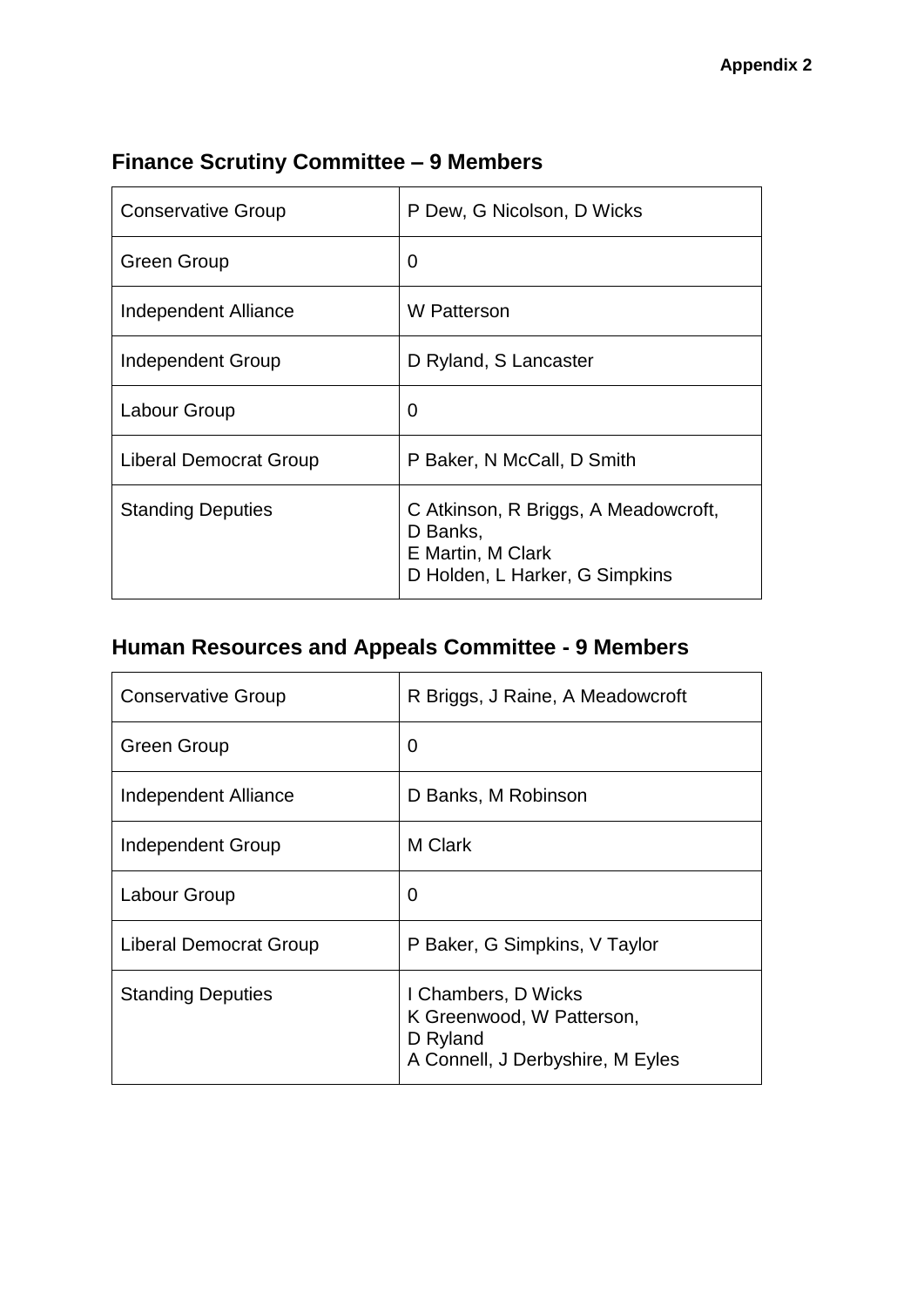**Appendix 2**

## Finance Scrutiny Committee – 9 Members

| | |
|---|---|
| Conservative Group | P Dew, G Nicolson, D Wicks |
| Green Group | 0 |
| Independent Alliance | W Patterson |
| Independent Group | D Ryland, S Lancaster |
| Labour Group | 0 |
| Liberal Democrat Group | P Baker, N McCall, D Smith |
| Standing Deputies | C Atkinson, R Briggs, A Meadowcroft, D Banks, E Martin, M Clark D Holden, L Harker, G Simpkins |

## Human Resources and Appeals Committee - 9 Members

| | |
|---|---|
| Conservative Group | R Briggs, J Raine, A Meadowcroft |
| Green Group | 0 |
| Independent Alliance | D Banks, M Robinson |
| Independent Group | M Clark |
| Labour Group | 0 |
| Liberal Democrat Group | P Baker, G Simpkins, V Taylor |
| Standing Deputies | I Chambers, D Wicks K Greenwood, W Patterson, D Ryland A Connell, J Derbyshire, M Eyles |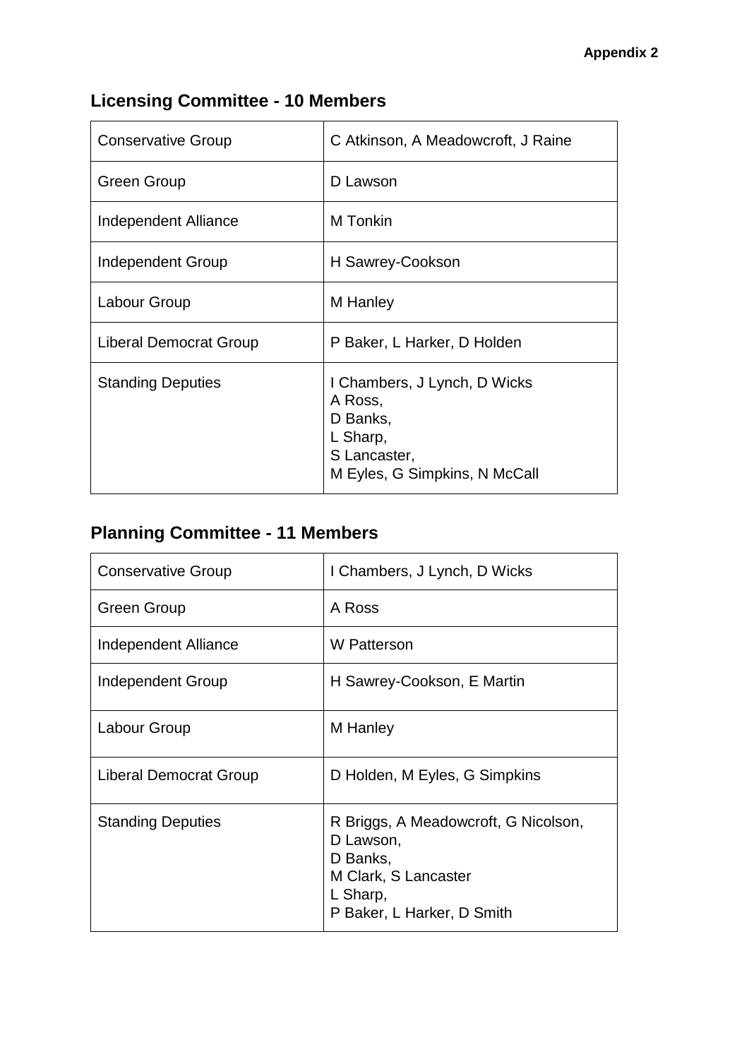Appendix 2

## Licensing Committee - 10 Members

| | |
|---|---|
| Conservative Group | C Atkinson, A Meadowcroft, J Raine |
| Green Group | D Lawson |
| Independent Alliance | M Tonkin |
| Independent Group | H Sawrey-Cookson |
| Labour Group | M Hanley |
| Liberal Democrat Group | P Baker, L Harker, D Holden |
| Standing Deputies | I Chambers, J Lynch, D Wicks<br>A Ross,<br>D Banks,<br>L Sharp,<br>S Lancaster,<br>M Eyles, G Simpkins, N McCall |

## Planning Committee - 11 Members

| | |
|---|---|
| Conservative Group | I Chambers, J Lynch, D Wicks |
| Green Group | A Ross |
| Independent Alliance | W Patterson |
| Independent Group | H Sawrey-Cookson, E Martin |
| Labour Group | M Hanley |
| Liberal Democrat Group | D Holden, M Eyles, G Simpkins |
| Standing Deputies | R Briggs, A Meadowcroft, G Nicolson,<br>D Lawson,<br>D Banks,<br>M Clark, S Lancaster<br>L Sharp,<br>P Baker, L Harker, D Smith |